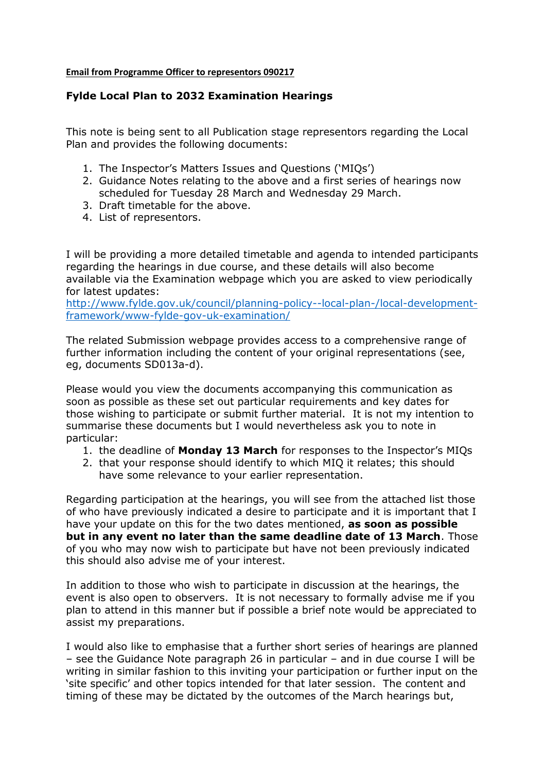**Email from Programme Officer to representors 090217**

## Fylde Local Plan to 2032 Examination Hearings

This note is being sent to all Publication stage representors regarding the Local Plan and provides the following documents:

1. The Inspector's Matters Issues and Questions ('MIQs')
2. Guidance Notes relating to the above and a first series of hearings now scheduled for Tuesday 28 March and Wednesday 29 March.
3. Draft timetable for the above.
4. List of representors.

I will be providing a more detailed timetable and agenda to intended participants regarding the hearings in due course, and these details will also become available via the Examination webpage which you are asked to view periodically for latest updates:
http://www.fylde.gov.uk/council/planning-policy--local-plan-/local-development-framework/www-fylde-gov-uk-examination/

The related Submission webpage provides access to a comprehensive range of further information including the content of your original representations (see, eg, documents SD013a-d).

Please would you view the documents accompanying this communication as soon as possible as these set out particular requirements and key dates for those wishing to participate or submit further material. It is not my intention to summarise these documents but I would nevertheless ask you to note in particular:

1. the deadline of **Monday 13 March** for responses to the Inspector's MIQs
2. that your response should identify to which MIQ it relates; this should have some relevance to your earlier representation.

Regarding participation at the hearings, you will see from the attached list those of who have previously indicated a desire to participate and it is important that I have your update on this for the two dates mentioned, **as soon as possible but in any event no later than the same deadline date of 13 March**. Those of you who may now wish to participate but have not been previously indicated this should also advise me of your interest.

In addition to those who wish to participate in discussion at the hearings, the event is also open to observers. It is not necessary to formally advise me if you plan to attend in this manner but if possible a brief note would be appreciated to assist my preparations.

I would also like to emphasise that a further short series of hearings are planned – see the Guidance Note paragraph 26 in particular – and in due course I will be writing in similar fashion to this inviting your participation or further input on the 'site specific' and other topics intended for that later session. The content and timing of these may be dictated by the outcomes of the March hearings but,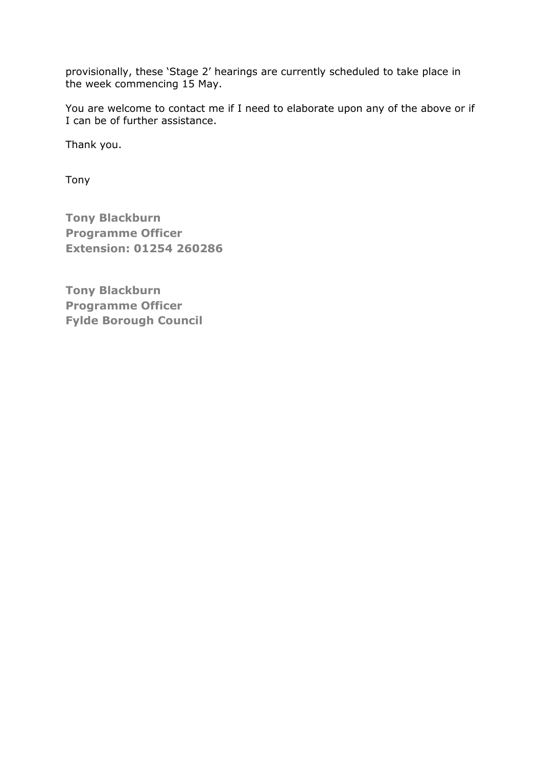provisionally, these 'Stage 2' hearings are currently scheduled to take place in the week commencing 15 May.

You are welcome to contact me if I need to elaborate upon any of the above or if I can be of further assistance.

Thank you.

Tony

**Tony Blackburn**
**Programme Officer**
**Extension: 01254 260286**

**Tony Blackburn**
**Programme Officer**
**Fylde Borough Council**